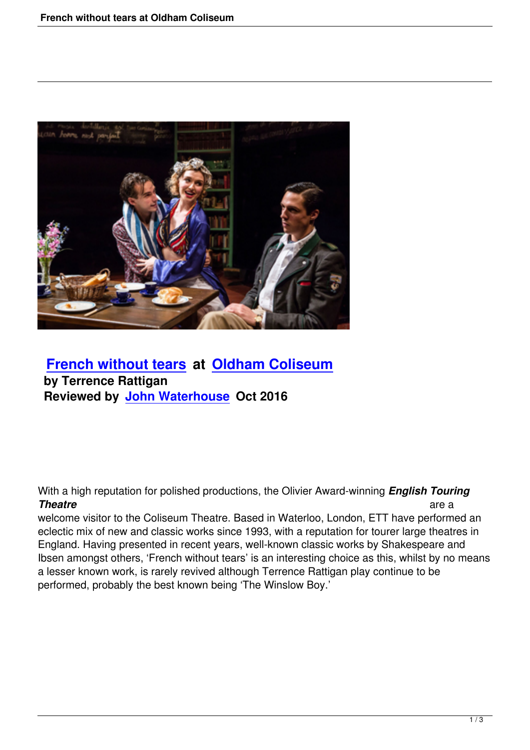## French without tears at Oldham Coliseum

**by Terrence Rattigan**

**Reviewed by John Waterhouse Oct 2016**

With a high reputation for polished productions, the Olivier Award-winning ***English Touring Theatre*** are a welcome visitor to the Coliseum Theatre. Based in Waterloo, London, ETT have performed an eclectic mix of new and classic works since 1993, with a reputation for tourer large theatres in England. Having presented in recent years, well-known classic works by Shakespeare and Ibsen amongst others, 'French without tears' is an interesting choice as this, whilst by no means a lesser known work, is rarely revived although Terrence Rattigan play continue to be performed, probably the best known being 'The Winslow Boy.'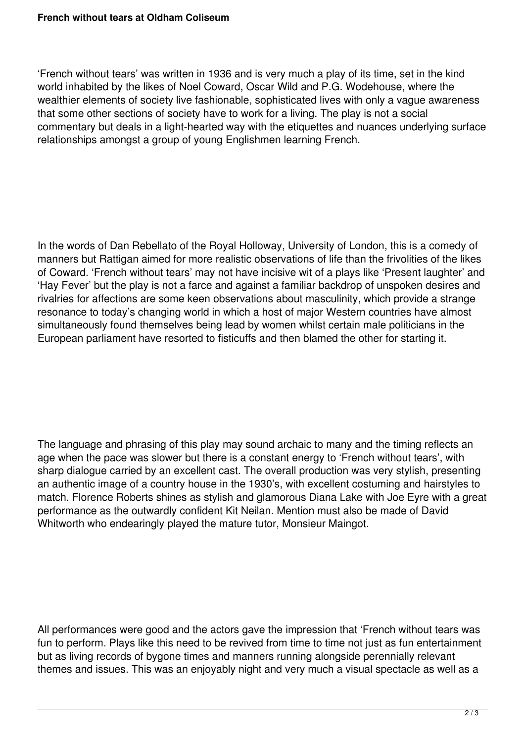‘French without tears’ was written in 1936 and is very much a play of its time, set in the kind world inhabited by the likes of Noel Coward, Oscar Wild and P.G. Wodehouse, where the wealthier elements of society live fashionable, sophisticated lives with only a vague awareness that some other sections of society have to work for a living. The play is not a social commentary but deals in a light-hearted way with the etiquettes and nuances underlying surface relationships amongst a group of young Englishmen learning French.

In the words of Dan Rebellato of the Royal Holloway, University of London, this is a comedy of manners but Rattigan aimed for more realistic observations of life than the frivolities of the likes of Coward. ‘French without tears’ may not have incisive wit of a plays like ‘Present laughter’ and ‘Hay Fever’ but the play is not a farce and against a familiar backdrop of unspoken desires and rivalries for affections are some keen observations about masculinity, which provide a strange resonance to today’s changing world in which a host of major Western countries have almost simultaneously found themselves being lead by women whilst certain male politicians in the European parliament have resorted to fisticuffs and then blamed the other for starting it.

The language and phrasing of this play may sound archaic to many and the timing reflects an age when the pace was slower but there is a constant energy to ‘French without tears’, with sharp dialogue carried by an excellent cast. The overall production was very stylish, presenting an authentic image of a country house in the 1930’s, with excellent costuming and hairstyles to match. Florence Roberts shines as stylish and glamorous Diana Lake with Joe Eyre with a great performance as the outwardly confident Kit Neilan. Mention must also be made of David Whitworth who endearingly played the mature tutor, Monsieur Maingot.

All performances were good and the actors gave the impression that ‘French without tears was fun to perform. Plays like this need to be revived from time to time not just as fun entertainment but as living records of bygone times and manners running alongside perennially relevant themes and issues. This was an enjoyably night and very much a visual spectacle as well as a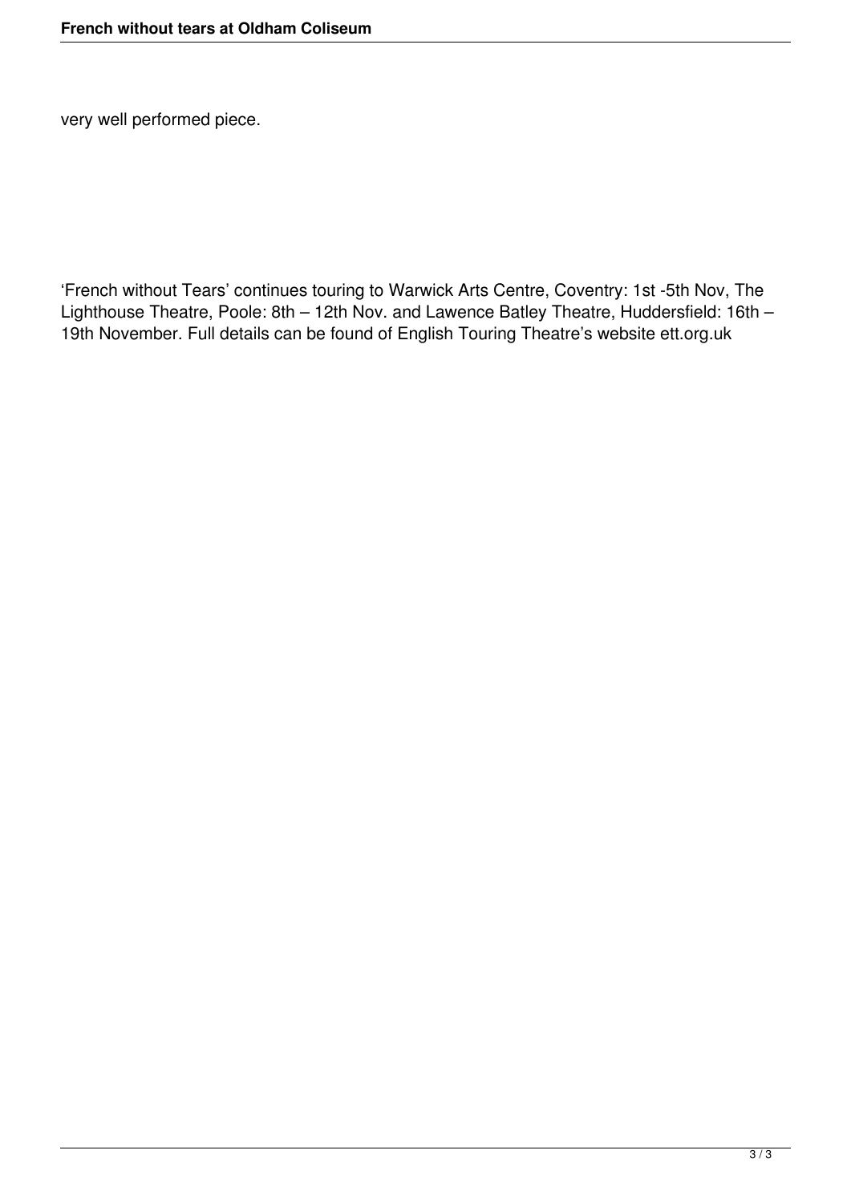very well performed piece.

'French without Tears' continues touring to Warwick Arts Centre, Coventry: 1st -5th Nov, The Lighthouse Theatre, Poole: 8th – 12th Nov. and Lawence Batley Theatre, Huddersfield: 16th – 19th November. Full details can be found of English Touring Theatre's website ett.org.uk